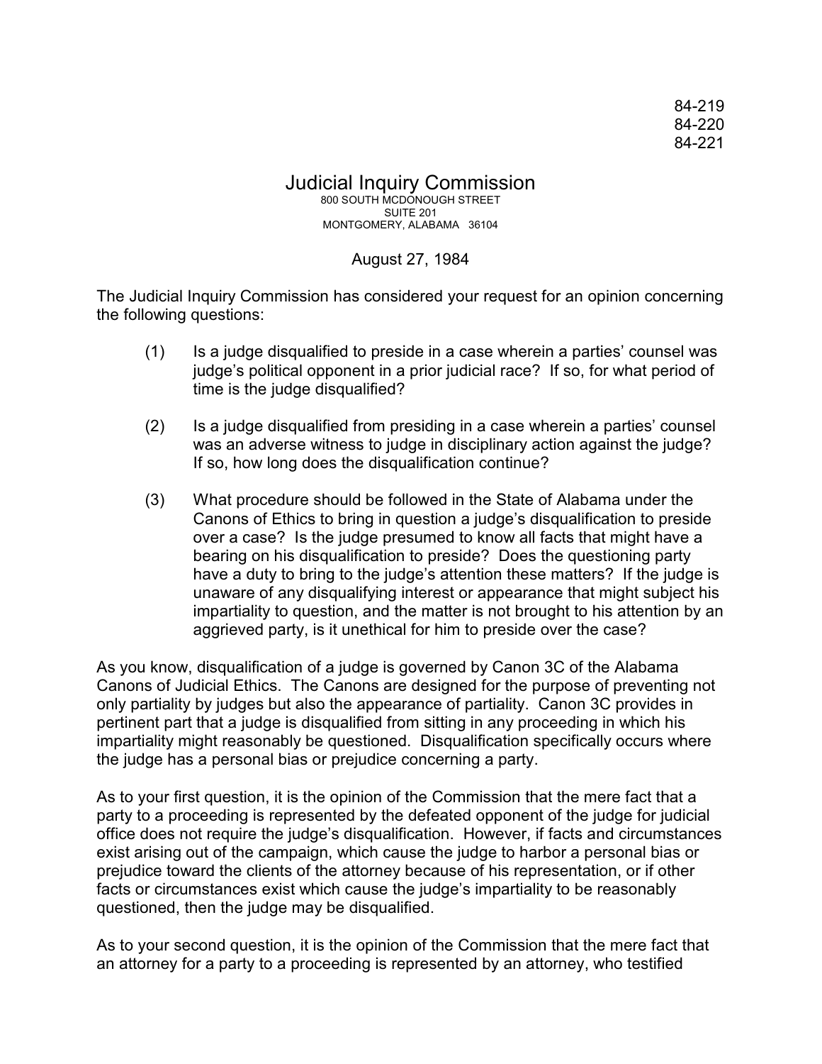84-219
84-220
84-221

# Judicial Inquiry Commission

800 SOUTH MCDONOUGH STREET
SUITE 201
MONTGOMERY, ALABAMA 36104

August 27, 1984

The Judicial Inquiry Commission has considered your request for an opinion concerning the following questions:

(1) Is a judge disqualified to preside in a case wherein a parties' counsel was judge's political opponent in a prior judicial race? If so, for what period of time is the judge disqualified?

(2) Is a judge disqualified from presiding in a case wherein a parties' counsel was an adverse witness to judge in disciplinary action against the judge? If so, how long does the disqualification continue?

(3) What procedure should be followed in the State of Alabama under the Canons of Ethics to bring in question a judge's disqualification to preside over a case? Is the judge presumed to know all facts that might have a bearing on his disqualification to preside? Does the questioning party have a duty to bring to the judge's attention these matters? If the judge is unaware of any disqualifying interest or appearance that might subject his impartiality to question, and the matter is not brought to his attention by an aggrieved party, is it unethical for him to preside over the case?

As you know, disqualification of a judge is governed by Canon 3C of the Alabama Canons of Judicial Ethics. The Canons are designed for the purpose of preventing not only partiality by judges but also the appearance of partiality. Canon 3C provides in pertinent part that a judge is disqualified from sitting in any proceeding in which his impartiality might reasonably be questioned. Disqualification specifically occurs where the judge has a personal bias or prejudice concerning a party.

As to your first question, it is the opinion of the Commission that the mere fact that a party to a proceeding is represented by the defeated opponent of the judge for judicial office does not require the judge's disqualification. However, if facts and circumstances exist arising out of the campaign, which cause the judge to harbor a personal bias or prejudice toward the clients of the attorney because of his representation, or if other facts or circumstances exist which cause the judge's impartiality to be reasonably questioned, then the judge may be disqualified.

As to your second question, it is the opinion of the Commission that the mere fact that an attorney for a party to a proceeding is represented by an attorney, who testified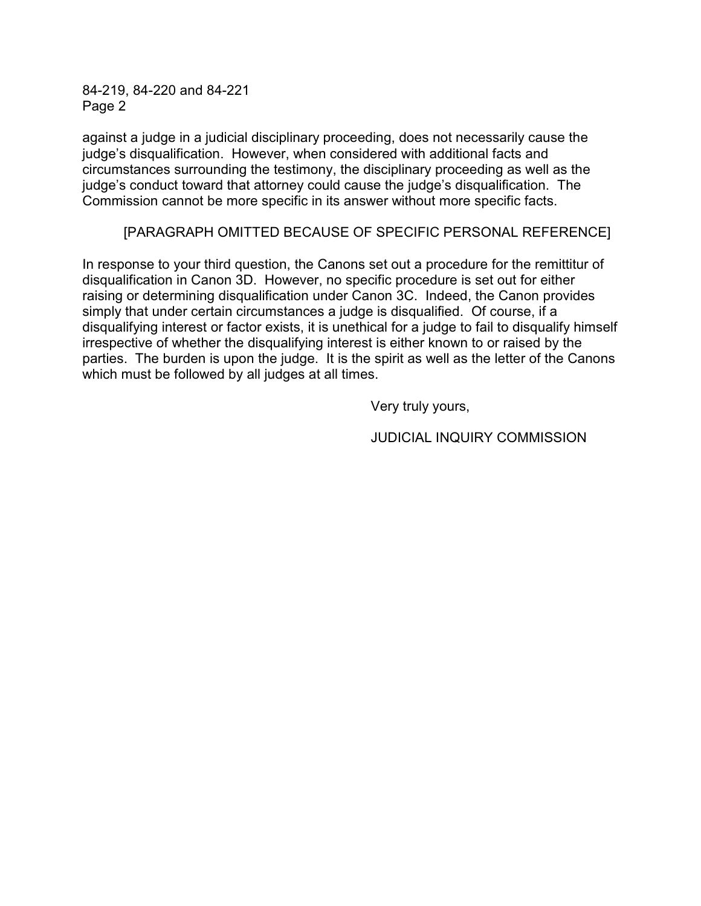against a judge in a judicial disciplinary proceeding, does not necessarily cause the judge's disqualification. However, when considered with additional facts and circumstances surrounding the testimony, the disciplinary proceeding as well as the judge's conduct toward that attorney could cause the judge's disqualification. The Commission cannot be more specific in its answer without more specific facts.

[PARAGRAPH OMITTED BECAUSE OF SPECIFIC PERSONAL REFERENCE]

In response to your third question, the Canons set out a procedure for the remittitur of disqualification in Canon 3D. However, no specific procedure is set out for either raising or determining disqualification under Canon 3C. Indeed, the Canon provides simply that under certain circumstances a judge is disqualified. Of course, if a disqualifying interest or factor exists, it is unethical for a judge to fail to disqualify himself irrespective of whether the disqualifying interest is either known to or raised by the parties. The burden is upon the judge. It is the spirit as well as the letter of the Canons which must be followed by all judges at all times.

Very truly yours,

JUDICIAL INQUIRY COMMISSION